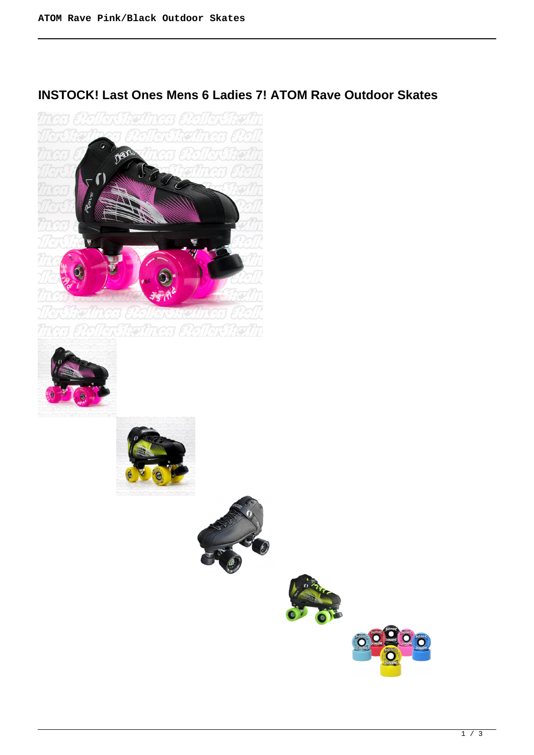## INSTOCK! Last Ones Mens 6 Ladies 7! ATOM Rave Outdoor Skates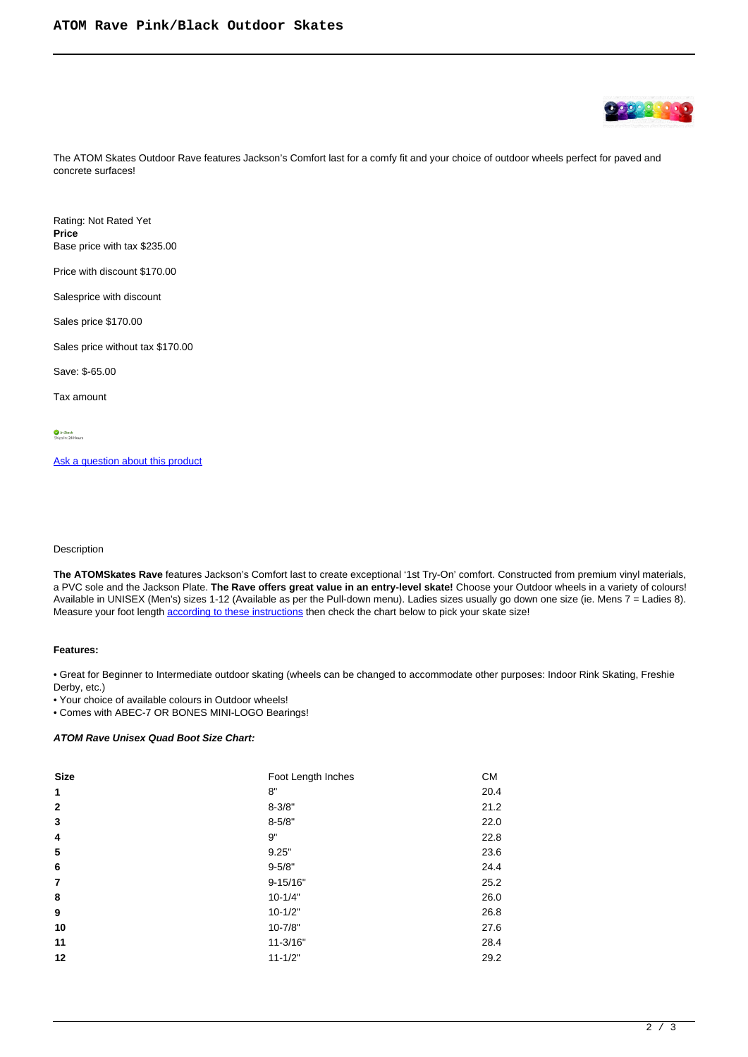The ATOM Skates Outdoor Rave features Jackson's Comfort last for a comfy fit and your choice of outdoor wheels perfect for paved and concrete surfaces!

Rating: Not Rated Yet
**Price**
Base price with tax $235.00

Price with discount $170.00

Salesprice with discount

Sales price $170.00

Sales price without tax $170.00

Save: $-65.00

Tax amount

In Stock
Ships in: 24 Hours

[Ask a question about this product]

Description

**The ATOMSkates Rave** features Jackson's Comfort last to create exceptional '1st Try-On' comfort. Constructed from premium vinyl materials, a PVC sole and the Jackson Plate. **The Rave offers great value in an entry-level skate!** Choose your Outdoor wheels in a variety of colours! Available in UNISEX (Men's) sizes 1-12 (Available as per the Pull-down menu). Ladies sizes usually go down one size (ie. Mens 7 = Ladies 8). Measure your foot length [according to these instructions] then check the chart below to pick your skate size!

**Features:**

• Great for Beginner to Intermediate outdoor skating (wheels can be changed to accommodate other purposes: Indoor Rink Skating, Freshie Derby, etc.)
• Your choice of available colours in Outdoor wheels!
• Comes with ABEC-7 OR BONES MINI-LOGO Bearings!

***ATOM Rave Unisex Quad Boot Size Chart:***

| **Size** | Foot Length Inches | CM |
|---|---|---|
| **1** | 8" | 20.4 |
| **2** | 8-3/8" | 21.2 |
| **3** | 8-5/8" | 22.0 |
| **4** | 9" | 22.8 |
| **5** | 9.25" | 23.6 |
| **6** | 9-5/8" | 24.4 |
| **7** | 9-15/16" | 25.2 |
| **8** | 10-1/4" | 26.0 |
| **9** | 10-1/2" | 26.8 |
| **10** | 10-7/8" | 27.6 |
| **11** | 11-3/16" | 28.4 |
| **12** | 11-1/2" | 29.2 |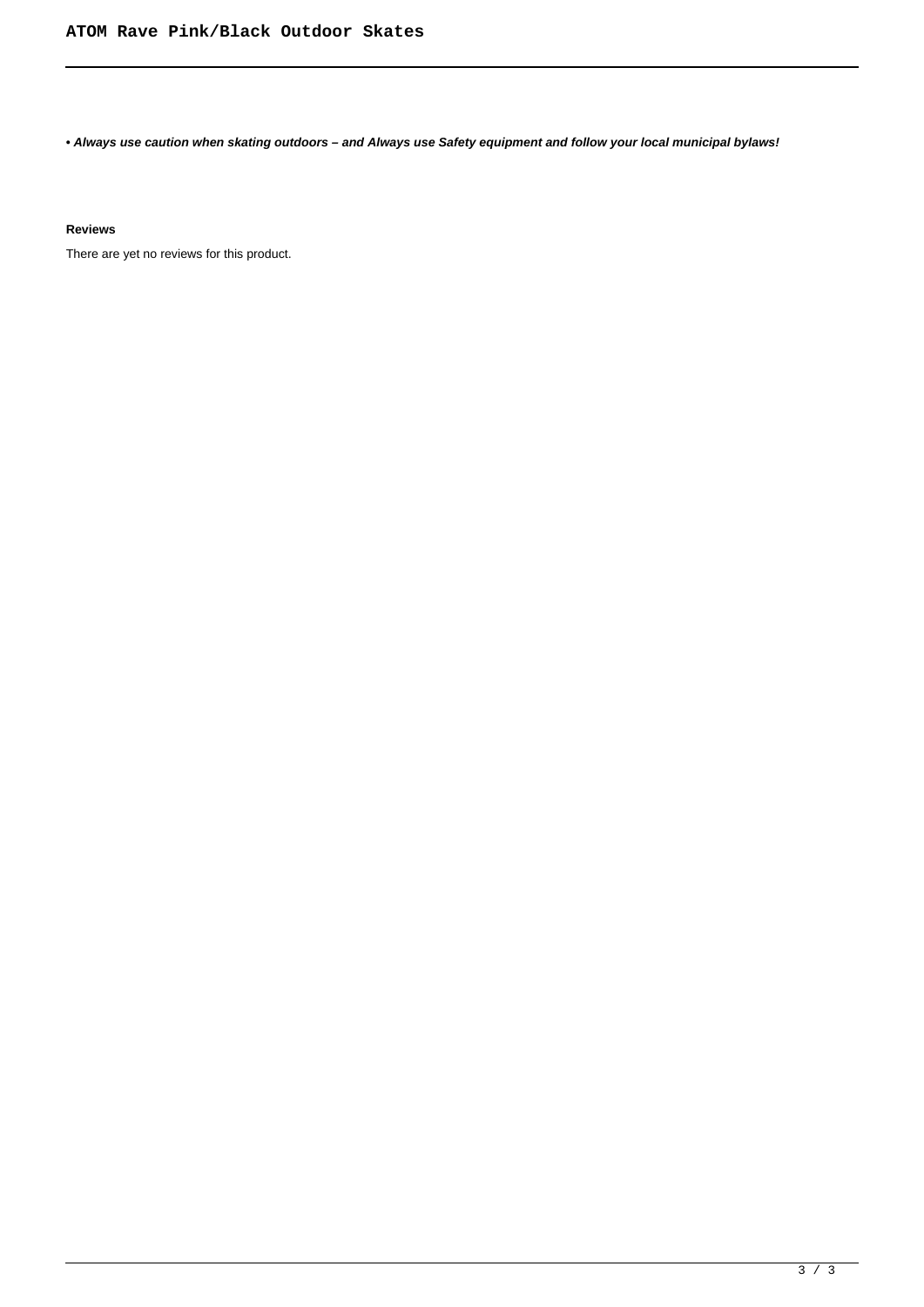• ***Always use caution when skating outdoors – and Always use Safety equipment and follow your local municipal bylaws!***

**Reviews**

There are yet no reviews for this product.